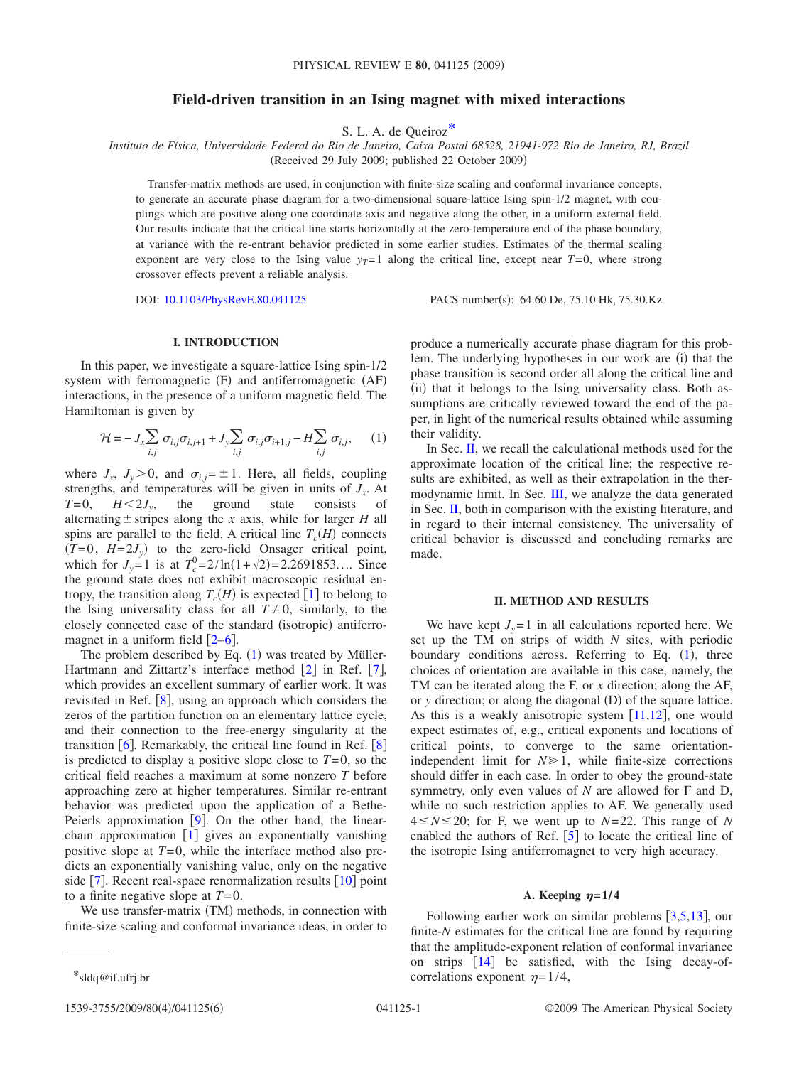# Field-driven transition in an Ising magnet with mixed interactions

S. L. A. de Queiroz*

*Instituto de Física, Universidade Federal do Rio de Janeiro, Caixa Postal 68528, 21941-972 Rio de Janeiro, RJ, Brazil*

(Received 29 July 2009; published 22 October 2009)

Transfer-matrix methods are used, in conjunction with finite-size scaling and conformal invariance concepts, to generate an accurate phase diagram for a two-dimensional square-lattice Ising spin-1/2 magnet, with couplings which are positive along one coordinate axis and negative along the other, in a uniform external field. Our results indicate that the critical line starts horizontally at the zero-temperature end of the phase boundary, at variance with the re-entrant behavior predicted in some earlier studies. Estimates of the thermal scaling exponent are very close to the Ising value $y_T=1$ along the critical line, except near $T=0$, where strong crossover effects prevent a reliable analysis.

DOI: 10.1103/PhysRevE.80.041125 PACS number(s): 64.60.De, 75.10.Hk, 75.30.Kz

## I. INTRODUCTION

In this paper, we investigate a square-lattice Ising spin-1/2 system with ferromagnetic (F) and antiferromagnetic (AF) interactions, in the presence of a uniform magnetic field. The Hamiltonian is given by

$$\mathcal{H} = -J_x \sum_{i,j} \sigma_{i,j}\sigma_{i,j+1} + J_y \sum_{i,j} \sigma_{i,j}\sigma_{i+1,j} - H \sum_{i,j} \sigma_{i,j}, \quad (1)$$

where $J_x$, $J_y>0$, and $\sigma_{i,j}=\pm 1$. Here, all fields, coupling strengths, and temperatures will be given in units of $J_x$. At $T=0$, $H<2J_y$, the ground state consists of alternating $\pm$ stripes along the $x$ axis, while for larger $H$ all spins are parallel to the field. A critical line $T_c(H)$ connects $(T=0,\ H=2J_y)$ to the zero-field Onsager critical point, which for $J_y=1$ is at $T_c^0=2/\ln(1+\sqrt{2})=2.2691853\ldots$. Since the ground state does not exhibit macroscopic residual entropy, the transition along $T_c(H)$ is expected [1] to belong to the Ising universality class for all $T\neq 0$, similarly, to the closely connected case of the standard (isotropic) antiferromagnet in a uniform field [2–6].

The problem described by Eq. (1) was treated by Müller-Hartmann and Zittartz's interface method [2] in Ref. [7], which provides an excellent summary of earlier work. It was revisited in Ref. [8], using an approach which considers the zeros of the partition function on an elementary lattice cycle, and their connection to the free-energy singularity at the transition [6]. Remarkably, the critical line found in Ref. [8] is predicted to display a positive slope close to $T=0$, so the critical field reaches a maximum at some nonzero $T$ before approaching zero at higher temperatures. Similar re-entrant behavior was predicted upon the application of a Bethe-Peierls approximation [9]. On the other hand, the linear-chain approximation [1] gives an exponentially vanishing positive slope at $T=0$, while the interface method also predicts an exponentially vanishing value, only on the negative side [7]. Recent real-space renormalization results [10] point to a finite negative slope at $T=0$.

We use transfer-matrix (TM) methods, in connection with finite-size scaling and conformal invariance ideas, in order to produce a numerically accurate phase diagram for this problem. The underlying hypotheses in our work are (i) that the phase transition is second order all along the critical line and (ii) that it belongs to the Ising universality class. Both assumptions are critically reviewed toward the end of the paper, in light of the numerical results obtained while assuming their validity.

In Sec. II, we recall the calculational methods used for the approximate location of the critical line; the respective results are exhibited, as well as their extrapolation in the thermodynamic limit. In Sec. III, we analyze the data generated in Sec. II, both in comparison with the existing literature, and in regard to their internal consistency. The universality of critical behavior is discussed and concluding remarks are made.

## II. METHOD AND RESULTS

We have kept $J_y=1$ in all calculations reported here. We set up the TM on strips of width $N$ sites, with periodic boundary conditions across. Referring to Eq. (1), three choices of orientation are available in this case, namely, the TM can be iterated along the F, or $x$ direction; along the AF, or $y$ direction; or along the diagonal (D) of the square lattice. As this is a weakly anisotropic system [11,12], one would expect estimates of, e.g., critical exponents and locations of critical points, to converge to the same orientation-independent limit for $N\gg 1$, while finite-size corrections should differ in each case. In order to obey the ground-state symmetry, only even values of $N$ are allowed for F and D, while no such restriction applies to AF. We generally used $4\le N\le 20$; for F, we went up to $N=22$. This range of $N$ enabled the authors of Ref. [5] to locate the critical line of the isotropic Ising antiferromagnet to very high accuracy.

### A. Keeping $\eta=1/4$

Following earlier work on similar problems [3,5,13], our finite-$N$ estimates for the critical line are found by requiring that the amplitude-exponent relation of conformal invariance on strips [14] be satisfied, with the Ising decay-of-correlations exponent $\eta=1/4$,

*sldq@if.ufrj.br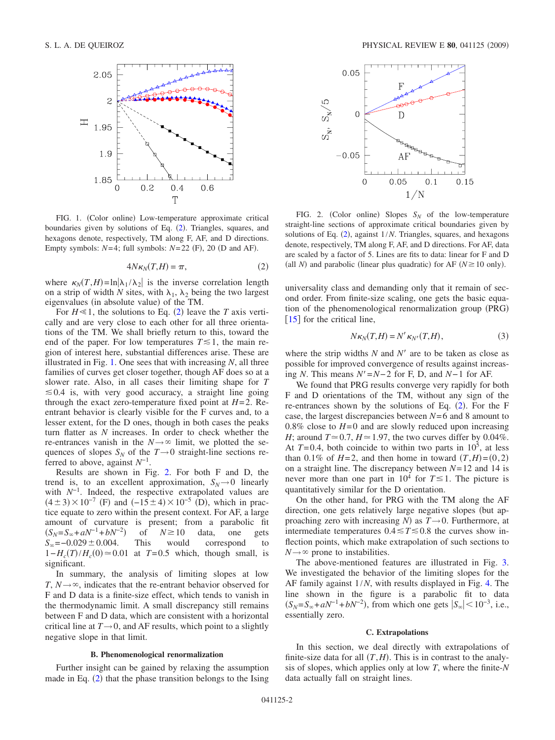FIG. 1. (Color online) Low-temperature approximate critical boundaries given by solutions of Eq. (2). Triangles, squares, and hexagons denote, respectively, TM along F, AF, and D directions. Empty symbols: $N=4$; full symbols: $N=22$ (F), 20 (D and AF).

$$4N\kappa_N(T,H) = \pi, \tag{2}$$

where $\kappa_N(T,H)=\ln|\lambda_1/\lambda_2|$ is the inverse correlation length on a strip of width $N$ sites, with $\lambda_1$, $\lambda_2$ being the two largest eigenvalues (in absolute value) of the TM.

For $H \ll 1$, the solutions to Eq. (2) leave the $T$ axis vertically and are very close to each other for all three orientations of the TM. We shall briefly return to this, toward the end of the paper. For low temperatures $T \lesssim 1$, the main region of interest here, substantial differences arise. These are illustrated in Fig. 1. One sees that with increasing $N$, all three families of curves get closer together, though AF does so at a slower rate. Also, in all cases their limiting shape for $T \lesssim 0.4$ is, with very good accuracy, a straight line going through the exact zero-temperature fixed point at $H=2$. Reentrant behavior is clearly visible for the F curves and, to a lesser extent, for the D ones, though in both cases the peaks turn flatter as $N$ increases. In order to check whether the re-entrances vanish in the $N\to\infty$ limit, we plotted the sequences of slopes $S_N$ of the $T\to 0$ straight-line sections referred to above, against $N^{-1}$.

Results are shown in Fig. 2. For both F and D, the trend is, to an excellent approximation, $S_N \to 0$ linearly with $N^{-1}$. Indeed, the respective extrapolated values are $(4\pm 3)\times 10^{-7}$ (F) and $(-15\pm 4)\times 10^{-5}$ (D), which in practice equate to zero within the present context. For AF, a large amount of curvature is present; from a parabolic fit ($S_N = S_\infty + aN^{-1} + bN^{-2}$) of $N \geq 10$ data, one gets $S_\infty = -0.029 \pm 0.004$. This would correspond to $1-H_c(T)/H_c(0) \simeq 0.01$ at $T=0.5$ which, though small, is significant.

In summary, the analysis of limiting slopes at low $T$, $N\to\infty$, indicates that the re-entrant behavior observed for F and D data is a finite-size effect, which tends to vanish in the thermodynamic limit. A small discrepancy still remains between F and D data, which are consistent with a horizontal critical line at $T\to 0$, and AF results, which point to a slightly negative slope in that limit.

### B. Phenomenological renormalization

Further insight can be gained by relaxing the assumption made in Eq. (2) that the phase transition belongs to the Ising universality class and demanding only that it remain of second order. From finite-size scaling, one gets the basic equation of the phenomenological renormalization group (PRG) [15] for the critical line,

$$N\kappa_N(T,H) = N'\kappa_{N'}(T,H), \tag{3}$$

where the strip widths $N$ and $N'$ are to be taken as close as possible for improved convergence of results against increasing $N$. This means $N'=N-2$ for F, D, and $N-1$ for AF.

We found that PRG results converge very rapidly for both F and D orientations of the TM, without any sign of the re-entrances shown by the solutions of Eq. (2). For the F case, the largest discrepancies between $N=6$ and 8 amount to 0.8% close to $H=0$ and are slowly reduced upon increasing $H$; around $T\simeq 0.7$, $H\simeq 1.97$, the two curves differ by 0.04%. At $T=0.4$, both coincide to within two parts in $10^5$, at less than 0.1% of $H=2$, and then home in toward $(T,H)=(0,2)$ on a straight line. The discrepancy between $N=12$ and 14 is never more than one part in $10^4$ for $T\lesssim 1$. The picture is quantitatively similar for the D orientation.

On the other hand, for PRG with the TM along the AF direction, one gets relatively large negative slopes (but approaching zero with increasing $N$) as $T\to 0$. Furthermore, at intermediate temperatures $0.4 \lesssim T \lesssim 0.8$ the curves show inflection points, which make extrapolation of such sections to $N\to\infty$ prone to instabilities.

The above-mentioned features are illustrated in Fig. 3. We investigated the behavior of the limiting slopes for the AF family against $1/N$, with results displayed in Fig. 4. The line shown in the figure is a parabolic fit to data ($S_N = S_\infty + aN^{-1} + bN^{-2}$), from which one gets $|S_\infty| < 10^{-3}$, i.e., essentially zero.

FIG. 2. (Color online) Slopes $S_N$ of the low-temperature straight-line sections of approximate critical boundaries given by solutions of Eq. (2), against $1/N$. Triangles, squares, and hexagons denote, respectively, TM along F, AF, and D directions. For AF, data are scaled by a factor of 5. Lines are fits to data: linear for F and D (all $N$) and parabolic (linear plus quadratic) for AF ($N\geq 10$ only).

### C. Extrapolations

In this section, we deal directly with extrapolations of finite-size data for all $(T,H)$. This is in contrast to the analysis of slopes, which applies only at low $T$, where the finite-$N$ data actually fall on straight lines.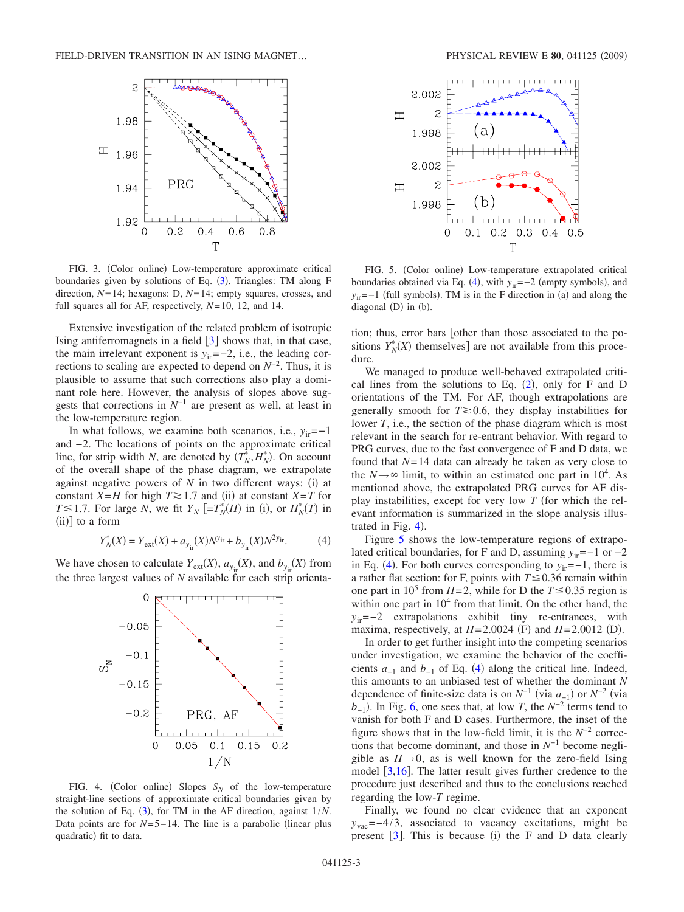FIG. 3. (Color online) Low-temperature approximate critical boundaries given by solutions of Eq. (3). Triangles: TM along F direction, $N=14$; hexagons: D, $N=14$; empty squares, crosses, and full squares all for AF, respectively, $N=10$, 12, and 14.

Extensive investigation of the related problem of isotropic Ising antiferromagnets in a field [3] shows that, in that case, the main irrelevant exponent is $y_{\rm ir}=-2$, i.e., the leading corrections to scaling are expected to depend on $N^{-2}$. Thus, it is plausible to assume that such corrections also play a dominant role here. However, the analysis of slopes above suggests that corrections in $N^{-1}$ are present as well, at least in the low-temperature region.

In what follows, we examine both scenarios, i.e., $y_{\rm ir}=-1$ and $-2$. The locations of points on the approximate critical line, for strip width $N$, are denoted by $(T_N^*, H_N^*)$. On account of the overall shape of the phase diagram, we extrapolate against negative powers of $N$ in two different ways: (i) at constant $X=H$ for high $T\gtrsim 1.7$ and (ii) at constant $X=T$ for $T\lesssim 1.7$. For large $N$, we fit $Y_N$ [$=T_N^*(H)$ in (i), or $H_N^*(T)$ in (ii)] to a form

$$Y_N^*(X) = Y_{\rm ext}(X) + a_{y_{\rm ir}}(X)N^{y_{\rm ir}} + b_{y_{\rm ir}}(X)N^{2y_{\rm ir}}. \qquad (4)$$

We have chosen to calculate $Y_{\rm ext}(X)$, $a_{y_{\rm ir}}(X)$, and $b_{y_{\rm ir}}(X)$ from the three largest values of $N$ available for each strip orientation; thus, error bars [other than those associated to the positions $Y_N^*(X)$ themselves] are not available from this procedure.

FIG. 4. (Color online) Slopes $S_N$ of the low-temperature straight-line sections of approximate critical boundaries given by the solution of Eq. (3), for TM in the AF direction, against $1/N$. Data points are for $N=5$–14. The line is a parabolic (linear plus quadratic) fit to data.

FIG. 5. (Color online) Low-temperature extrapolated critical boundaries obtained via Eq. (4), with $y_{\rm ir}=-2$ (empty symbols), and $y_{\rm ir}=-1$ (full symbols). TM is in the F direction in (a) and along the diagonal (D) in (b).

We managed to produce well-behaved extrapolated critical lines from the solutions to Eq. (2), only for F and D orientations of the TM. For AF, though extrapolations are generally smooth for $T\gtrsim 0.6$, they display instabilities for lower $T$, i.e., the section of the phase diagram which is most relevant in the search for re-entrant behavior. With regard to PRG curves, due to the fast convergence of F and D data, we found that $N=14$ data can already be taken as very close to the $N\to\infty$ limit, to within an estimated one part in $10^4$. As mentioned above, the extrapolated PRG curves for AF display instabilities, except for very low $T$ (for which the relevant information is summarized in the slope analysis illustrated in Fig. 4).

Figure 5 shows the low-temperature regions of extrapolated critical boundaries, for F and D, assuming $y_{\rm ir}=-1$ or $-2$ in Eq. (4). For both curves corresponding to $y_{\rm ir}=-1$, there is a rather flat section: for F, points with $T\lesssim 0.36$ remain within one part in $10^5$ from $H=2$, while for D the $T\lesssim 0.35$ region is within one part in $10^4$ from that limit. On the other hand, the $y_{\rm ir}=-2$ extrapolations exhibit tiny re-entrances, with maxima, respectively, at $H=2.0024$ (F) and $H=2.0012$ (D).

In order to get further insight into the competing scenarios under investigation, we examine the behavior of the coefficients $a_{-1}$ and $b_{-1}$ of Eq. (4) along the critical line. Indeed, this amounts to an unbiased test of whether the dominant $N$ dependence of finite-size data is on $N^{-1}$ (via $a_{-1}$) or $N^{-2}$ (via $b_{-1}$). In Fig. 6, one sees that, at low $T$, the $N^{-2}$ terms tend to vanish for both F and D cases. Furthermore, the inset of the figure shows that in the low-field limit, it is the $N^{-2}$ corrections that become dominant, and those in $N^{-1}$ become negligible as $H\to 0$, as is well known for the zero-field Ising model [3,16]. The latter result gives further credence to the procedure just described and thus to the conclusions reached regarding the low-$T$ regime.

Finally, we found no clear evidence that an exponent $y_{\rm vac}=-4/3$, associated to vacancy excitations, might be present [3]. This is because (i) the F and D data clearly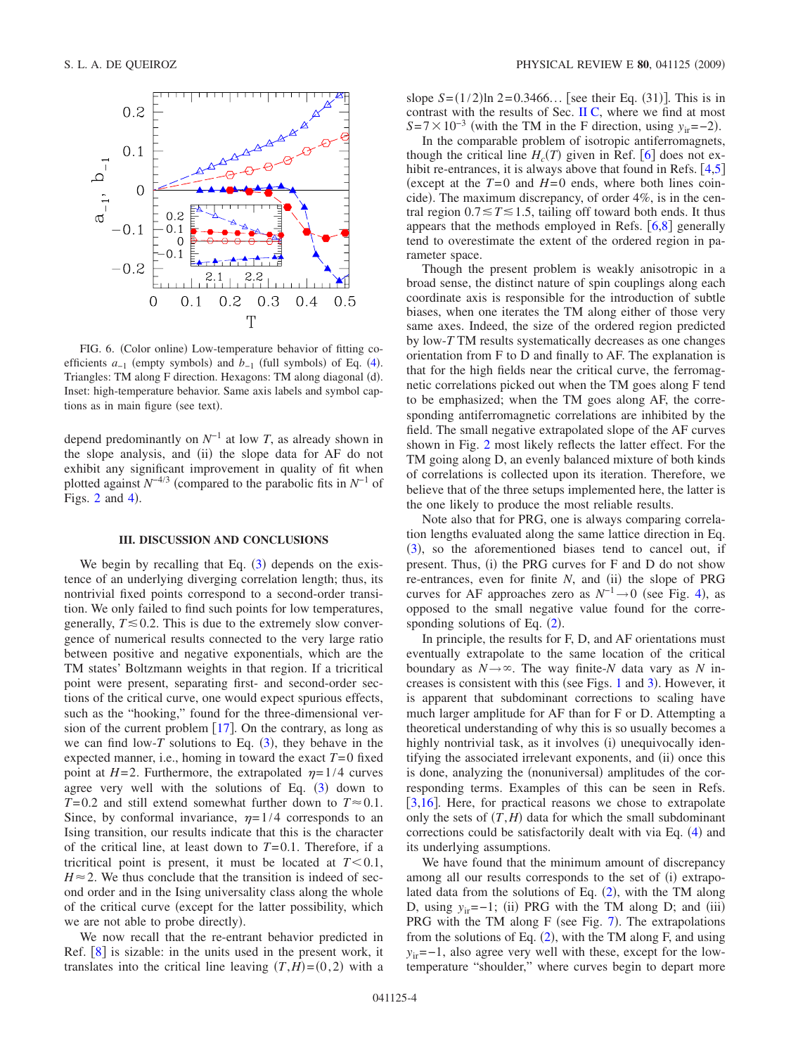FIG. 6. (Color online) Low-temperature behavior of fitting coefficients $a_{-1}$ (empty symbols) and $b_{-1}$ (full symbols) of Eq. (4). Triangles: TM along F direction. Hexagons: TM along diagonal (d). Inset: high-temperature behavior. Same axis labels and symbol captions as in main figure (see text).

depend predominantly on $N^{-1}$ at low $T$, as already shown in the slope analysis, and (ii) the slope data for AF do not exhibit any significant improvement in quality of fit when plotted against $N^{-4/3}$ (compared to the parabolic fits in $N^{-1}$ of Figs. 2 and 4).

## III. DISCUSSION AND CONCLUSIONS

We begin by recalling that Eq. (3) depends on the existence of an underlying diverging correlation length; thus, its nontrivial fixed points correspond to a second-order transition. We only failed to find such points for low temperatures, generally, $T \lesssim 0.2$. This is due to the extremely slow convergence of numerical results connected to the very large ratio between positive and negative exponentials, which are the TM states' Boltzmann weights in that region. If a tricritical point were present, separating first- and second-order sections of the critical curve, one would expect spurious effects, such as the "hooking," found for the three-dimensional version of the current problem [17]. On the contrary, as long as we can find low-$T$ solutions to Eq. (3), they behave in the expected manner, i.e., homing in toward the exact $T=0$ fixed point at $H=2$. Furthermore, the extrapolated $\eta=1/4$ curves agree very well with the solutions of Eq. (3) down to $T=0.2$ and still extend somewhat further down to $T \approx 0.1$. Since, by conformal invariance, $\eta=1/4$ corresponds to an Ising transition, our results indicate that this is the character of the critical line, at least down to $T=0.1$. Therefore, if a tricritical point is present, it must be located at $T<0.1$, $H \approx 2$. We thus conclude that the transition is indeed of second order and in the Ising universality class along the whole of the critical curve (except for the latter possibility, which we are not able to probe directly).

We now recall that the re-entrant behavior predicted in Ref. [8] is sizable: in the units used in the present work, it translates into the critical line leaving $(T,H)=(0,2)$ with a slope $S=(1/2)\ln 2=0.3466\ldots$ [see their Eq. (31)]. This is in contrast with the results of Sec. II C, where we find at most $S=7\times 10^{-3}$ (with the TM in the F direction, using $y_{\rm ir}=-2$).

In the comparable problem of isotropic antiferromagnets, though the critical line $H_c(T)$ given in Ref. [6] does not exhibit re-entrances, it is always above that found in Refs. [4,5] (except at the $T=0$ and $H=0$ ends, where both lines coincide). The maximum discrepancy, of order 4%, is in the central region $0.7 \lesssim T \lesssim 1.5$, tailing off toward both ends. It thus appears that the methods employed in Refs. [6,8] generally tend to overestimate the extent of the ordered region in parameter space.

Though the present problem is weakly anisotropic in a broad sense, the distinct nature of spin couplings along each coordinate axis is responsible for the introduction of subtle biases, when one iterates the TM along either of those very same axes. Indeed, the size of the ordered region predicted by low-$T$ TM results systematically decreases as one changes orientation from F to D and finally to AF. The explanation is that for the high fields near the critical curve, the ferromagnetic correlations picked out when the TM goes along F tend to be emphasized; when the TM goes along AF, the corresponding antiferromagnetic correlations are inhibited by the field. The small negative extrapolated slope of the AF curves shown in Fig. 2 most likely reflects the latter effect. For the TM going along D, an evenly balanced mixture of both kinds of correlations is collected upon its iteration. Therefore, we believe that of the three setups implemented here, the latter is the one likely to produce the most reliable results.

Note also that for PRG, one is always comparing correlation lengths evaluated along the same lattice direction in Eq. (3), so the aforementioned biases tend to cancel out, if present. Thus, (i) the PRG curves for F and D do not show re-entrances, even for finite $N$, and (ii) the slope of PRG curves for AF approaches zero as $N^{-1} \to 0$ (see Fig. 4), as opposed to the small negative value found for the corresponding solutions of Eq. (2).

In principle, the results for F, D, and AF orientations must eventually extrapolate to the same location of the critical boundary as $N \to \infty$. The way finite-$N$ data vary as $N$ increases is consistent with this (see Figs. 1 and 3). However, it is apparent that subdominant corrections to scaling have much larger amplitude for AF than for F or D. Attempting a theoretical understanding of why this is so usually becomes a highly nontrivial task, as it involves (i) unequivocally identifying the associated irrelevant exponents, and (ii) once this is done, analyzing the (nonuniversal) amplitudes of the corresponding terms. Examples of this can be seen in Refs. [3,16]. Here, for practical reasons we chose to extrapolate only the sets of $(T,H)$ data for which the small subdominant corrections could be satisfactorily dealt with via Eq. (4) and its underlying assumptions.

We have found that the minimum amount of discrepancy among all our results corresponds to the set of (i) extrapolated data from the solutions of Eq. (2), with the TM along D, using $y_{\rm ir}=-1$; (ii) PRG with the TM along D; and (iii) PRG with the TM along F (see Fig. 7). The extrapolations from the solutions of Eq. (2), with the TM along F, and using $y_{\rm ir}=-1$, also agree very well with these, except for the low-temperature "shoulder," where curves begin to depart more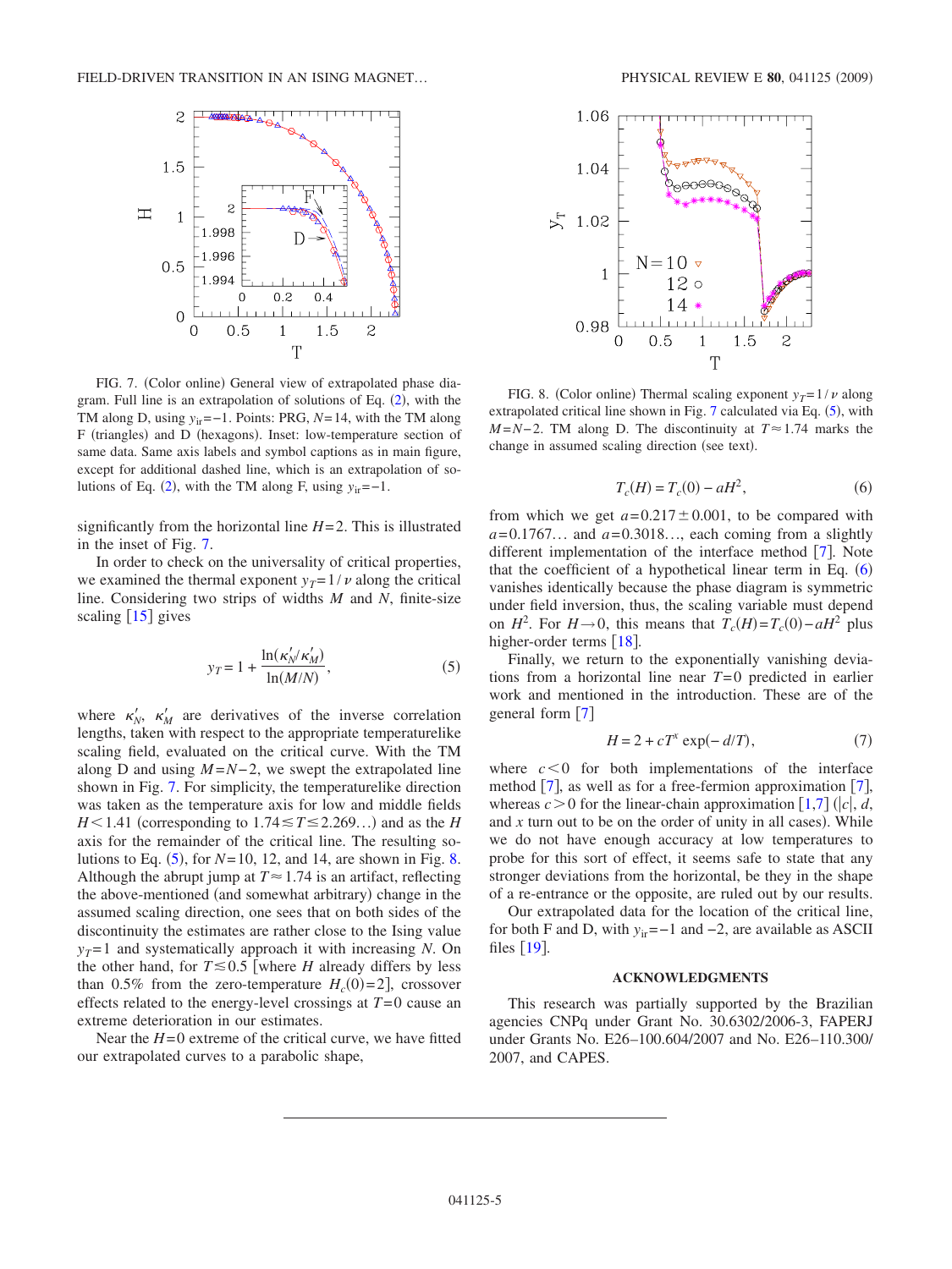FIG. 7. (Color online) General view of extrapolated phase diagram. Full line is an extrapolation of solutions of Eq. (2), with the TM along D, using $y_{ir}=-1$. Points: PRG, $N=14$, with the TM along F (triangles) and D (hexagons). Inset: low-temperature section of same data. Same axis labels and symbol captions as in main figure, except for additional dashed line, which is an extrapolation of solutions of Eq. (2), with the TM along F, using $y_{ir}=-1$.

significantly from the horizontal line $H=2$. This is illustrated in the inset of Fig. 7.

In order to check on the universality of critical properties, we examined the thermal exponent $y_T=1/\nu$ along the critical line. Considering two strips of widths $M$ and $N$, finite-size scaling [15] gives

$$y_T = 1 + \frac{\ln(\kappa_N'/\kappa_M')}{\ln(M/N)}, \tag{5}$$

where $\kappa_N'$, $\kappa_M'$ are derivatives of the inverse correlation lengths, taken with respect to the appropriate temperaturelike scaling field, evaluated on the critical curve. With the TM along D and using $M=N-2$, we swept the extrapolated line shown in Fig. 7. For simplicity, the temperaturelike direction was taken as the temperature axis for low and middle fields $H<1.41$ (corresponding to $1.74 \lesssim T \lesssim 2.269\ldots$) and as the $H$ axis for the remainder of the critical line. The resulting solutions to Eq. (5), for $N=10$, 12, and 14, are shown in Fig. 8. Although the abrupt jump at $T\approx 1.74$ is an artifact, reflecting the above-mentioned (and somewhat arbitrary) change in the assumed scaling direction, one sees that on both sides of the discontinuity the estimates are rather close to the Ising value $y_T=1$ and systematically approach it with increasing $N$. On the other hand, for $T \lesssim 0.5$ [where $H$ already differs by less than 0.5% from the zero-temperature $H_c(0)=2$], crossover effects related to the energy-level crossings at $T=0$ cause an extreme deterioration in our estimates.

Near the $H=0$ extreme of the critical curve, we have fitted our extrapolated curves to a parabolic shape,

FIG. 8. (Color online) Thermal scaling exponent $y_T=1/\nu$ along extrapolated critical line shown in Fig. 7 calculated via Eq. (5), with $M=N-2$. TM along D. The discontinuity at $T\approx 1.74$ marks the change in assumed scaling direction (see text).

$$T_c(H) = T_c(0) - aH^2, \tag{6}$$

from which we get $a=0.217\pm 0.001$, to be compared with $a=0.1767\ldots$ and $a=0.3018\ldots$, each coming from a slightly different implementation of the interface method [7]. Note that the coefficient of a hypothetical linear term in Eq. (6) vanishes identically because the phase diagram is symmetric under field inversion, thus, the scaling variable must depend on $H^2$. For $H\to 0$, this means that $T_c(H)=T_c(0)-aH^2$ plus higher-order terms [18].

Finally, we return to the exponentially vanishing deviations from a horizontal line near $T=0$ predicted in earlier work and mentioned in the introduction. These are of the general form [7]

$$H = 2 + cT^x \exp(-d/T), \tag{7}$$

where $c<0$ for both implementations of the interface method [7], as well as for a free-fermion approximation [7], whereas $c>0$ for the linear-chain approximation [1,7] ($|c|$, $d$, and $x$ turn out to be on the order of unity in all cases). While we do not have enough accuracy at low temperatures to probe for this sort of effect, it seems safe to state that any stronger deviations from the horizontal, be they in the shape of a re-entrance or the opposite, are ruled out by our results.

Our extrapolated data for the location of the critical line, for both F and D, with $y_{ir}=-1$ and $-2$, are available as ASCII files [19].

## ACKNOWLEDGMENTS

This research was partially supported by the Brazilian agencies CNPq under Grant No. 30.6302/2006-3, FAPERJ under Grants No. E26–100.604/2007 and No. E26–110.300/2007, and CAPES.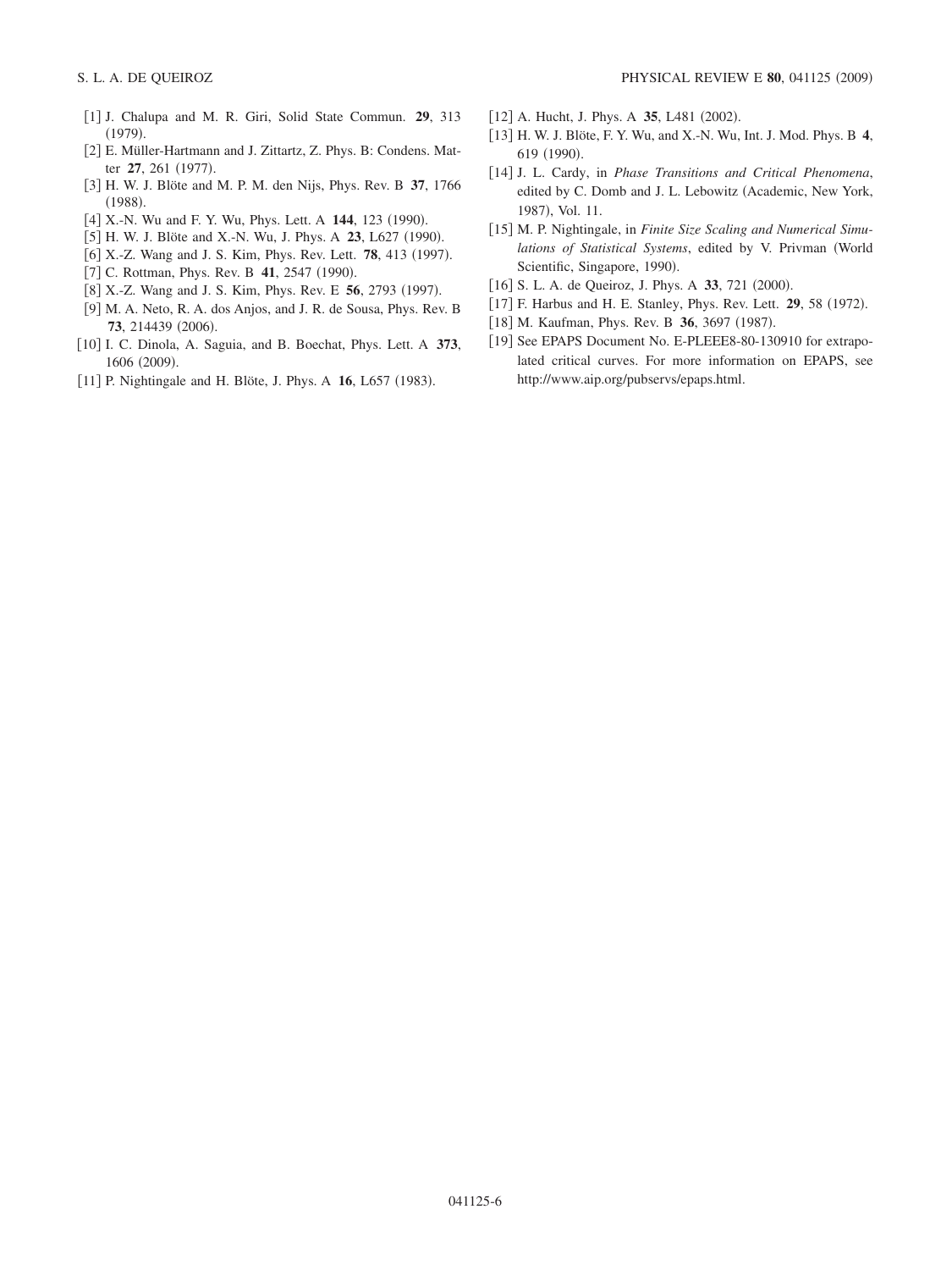[1] J. Chalupa and M. R. Giri, Solid State Commun. **29**, 313 (1979).

[2] E. Müller-Hartmann and J. Zittartz, Z. Phys. B: Condens. Matter **27**, 261 (1977).

[3] H. W. J. Blöte and M. P. M. den Nijs, Phys. Rev. B **37**, 1766 (1988).

[4] X.-N. Wu and F. Y. Wu, Phys. Lett. A **144**, 123 (1990).

[5] H. W. J. Blöte and X.-N. Wu, J. Phys. A **23**, L627 (1990).

[6] X.-Z. Wang and J. S. Kim, Phys. Rev. Lett. **78**, 413 (1997).

[7] C. Rottman, Phys. Rev. B **41**, 2547 (1990).

[8] X.-Z. Wang and J. S. Kim, Phys. Rev. E **56**, 2793 (1997).

[9] M. A. Neto, R. A. dos Anjos, and J. R. de Sousa, Phys. Rev. B **73**, 214439 (2006).

[10] I. C. Dinola, A. Saguia, and B. Boechat, Phys. Lett. A **373**, 1606 (2009).

[11] P. Nightingale and H. Blöte, J. Phys. A **16**, L657 (1983).

[12] A. Hucht, J. Phys. A **35**, L481 (2002).

[13] H. W. J. Blöte, F. Y. Wu, and X.-N. Wu, Int. J. Mod. Phys. B **4**, 619 (1990).

[14] J. L. Cardy, in *Phase Transitions and Critical Phenomena*, edited by C. Domb and J. L. Lebowitz (Academic, New York, 1987), Vol. 11.

[15] M. P. Nightingale, in *Finite Size Scaling and Numerical Simulations of Statistical Systems*, edited by V. Privman (World Scientific, Singapore, 1990).

[16] S. L. A. de Queiroz, J. Phys. A **33**, 721 (2000).

[17] F. Harbus and H. E. Stanley, Phys. Rev. Lett. **29**, 58 (1972).

[18] M. Kaufman, Phys. Rev. B **36**, 3697 (1987).

[19] See EPAPS Document No. E-PLEEE8-80-130910 for extrapolated critical curves. For more information on EPAPS, see http://www.aip.org/pubservs/epaps.html.